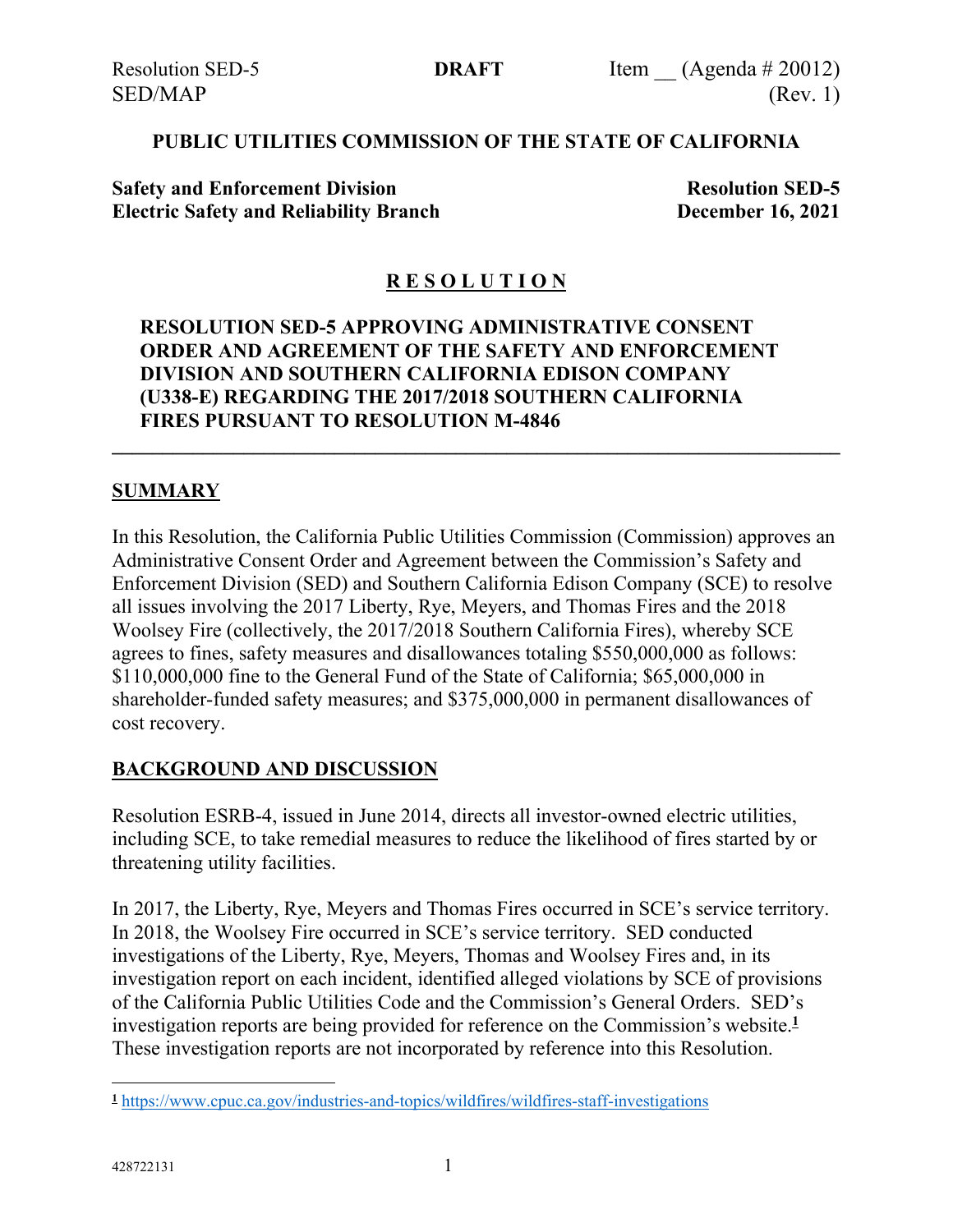Resolution SED-5 **DRAFT** Item __ (Agenda # 20012)
SED/MAP (Rev. 1)

**PUBLIC UTILITIES COMMISSION OF THE STATE OF CALIFORNIA**

**Safety and Enforcement Division** **Resolution SED-5**
**Electric Safety and Reliability Branch** **December 16, 2021**

# R E S O L U T I O N

**RESOLUTION SED-5 APPROVING ADMINISTRATIVE CONSENT ORDER AND AGREEMENT OF THE SAFETY AND ENFORCEMENT DIVISION AND SOUTHERN CALIFORNIA EDISON COMPANY (U338-E) REGARDING THE 2017/2018 SOUTHERN CALIFORNIA FIRES PURSUANT TO RESOLUTION M-4846**

---

## SUMMARY

In this Resolution, the California Public Utilities Commission (Commission) approves an Administrative Consent Order and Agreement between the Commission's Safety and Enforcement Division (SED) and Southern California Edison Company (SCE) to resolve all issues involving the 2017 Liberty, Rye, Meyers, and Thomas Fires and the 2018 Woolsey Fire (collectively, the 2017/2018 Southern California Fires), whereby SCE agrees to fines, safety measures and disallowances totaling $550,000,000 as follows: $110,000,000 fine to the General Fund of the State of California; $65,000,000 in shareholder-funded safety measures; and $375,000,000 in permanent disallowances of cost recovery.

## BACKGROUND AND DISCUSSION

Resolution ESRB-4, issued in June 2014, directs all investor-owned electric utilities, including SCE, to take remedial measures to reduce the likelihood of fires started by or threatening utility facilities.

In 2017, the Liberty, Rye, Meyers and Thomas Fires occurred in SCE's service territory. In 2018, the Woolsey Fire occurred in SCE's service territory. SED conducted investigations of the Liberty, Rye, Meyers, Thomas and Woolsey Fires and, in its investigation report on each incident, identified alleged violations by SCE of provisions of the California Public Utilities Code and the Commission's General Orders. SED's investigation reports are being provided for reference on the Commission's website.[1] These investigation reports are not incorporated by reference into this Resolution.

[1] https://www.cpuc.ca.gov/industries-and-topics/wildfires/wildfires-staff-investigations

428722131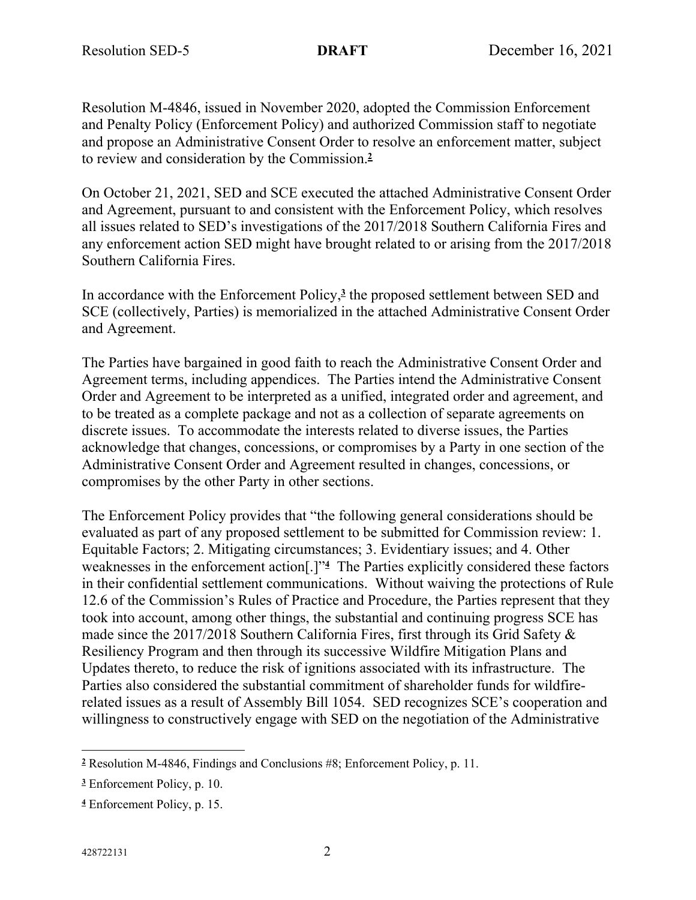Resolution M-4846, issued in November 2020, adopted the Commission Enforcement and Penalty Policy (Enforcement Policy) and authorized Commission staff to negotiate and propose an Administrative Consent Order to resolve an enforcement matter, subject to review and consideration by the Commission.[2]

On October 21, 2021, SED and SCE executed the attached Administrative Consent Order and Agreement, pursuant to and consistent with the Enforcement Policy, which resolves all issues related to SED's investigations of the 2017/2018 Southern California Fires and any enforcement action SED might have brought related to or arising from the 2017/2018 Southern California Fires.

In accordance with the Enforcement Policy,[3] the proposed settlement between SED and SCE (collectively, Parties) is memorialized in the attached Administrative Consent Order and Agreement.

The Parties have bargained in good faith to reach the Administrative Consent Order and Agreement terms, including appendices. The Parties intend the Administrative Consent Order and Agreement to be interpreted as a unified, integrated order and agreement, and to be treated as a complete package and not as a collection of separate agreements on discrete issues. To accommodate the interests related to diverse issues, the Parties acknowledge that changes, concessions, or compromises by a Party in one section of the Administrative Consent Order and Agreement resulted in changes, concessions, or compromises by the other Party in other sections.

The Enforcement Policy provides that "the following general considerations should be evaluated as part of any proposed settlement to be submitted for Commission review: 1. Equitable Factors; 2. Mitigating circumstances; 3. Evidentiary issues; and 4. Other weaknesses in the enforcement action[.]"[4] The Parties explicitly considered these factors in their confidential settlement communications. Without waiving the protections of Rule 12.6 of the Commission's Rules of Practice and Procedure, the Parties represent that they took into account, among other things, the substantial and continuing progress SCE has made since the 2017/2018 Southern California Fires, first through its Grid Safety & Resiliency Program and then through its successive Wildfire Mitigation Plans and Updates thereto, to reduce the risk of ignitions associated with its infrastructure. The Parties also considered the substantial commitment of shareholder funds for wildfire-related issues as a result of Assembly Bill 1054. SED recognizes SCE's cooperation and willingness to constructively engage with SED on the negotiation of the Administrative

---

[2] Resolution M-4846, Findings and Conclusions #8; Enforcement Policy, p. 11.

[3] Enforcement Policy, p. 10.

[4] Enforcement Policy, p. 15.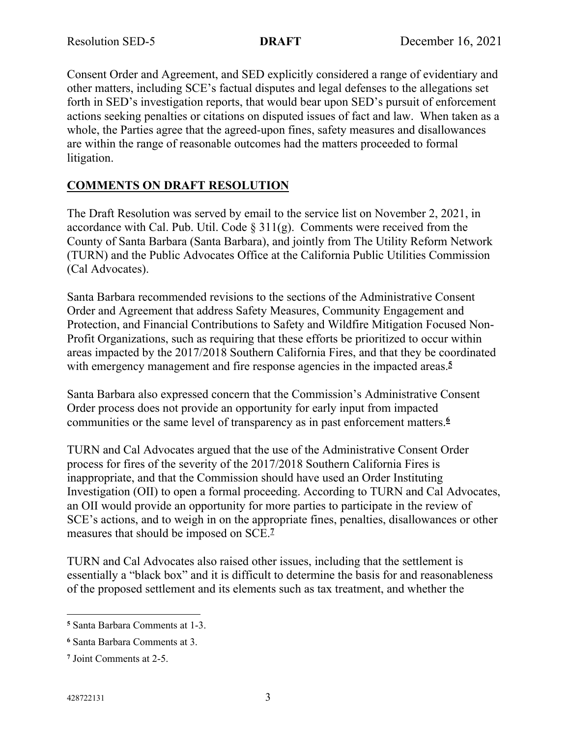Consent Order and Agreement, and SED explicitly considered a range of evidentiary and other matters, including SCE's factual disputes and legal defenses to the allegations set forth in SED's investigation reports, that would bear upon SED's pursuit of enforcement actions seeking penalties or citations on disputed issues of fact and law. When taken as a whole, the Parties agree that the agreed-upon fines, safety measures and disallowances are within the range of reasonable outcomes had the matters proceeded to formal litigation.

## COMMENTS ON DRAFT RESOLUTION

The Draft Resolution was served by email to the service list on November 2, 2021, in accordance with Cal. Pub. Util. Code § 311(g). Comments were received from the County of Santa Barbara (Santa Barbara), and jointly from The Utility Reform Network (TURN) and the Public Advocates Office at the California Public Utilities Commission (Cal Advocates).

Santa Barbara recommended revisions to the sections of the Administrative Consent Order and Agreement that address Safety Measures, Community Engagement and Protection, and Financial Contributions to Safety and Wildfire Mitigation Focused Non-Profit Organizations, such as requiring that these efforts be prioritized to occur within areas impacted by the 2017/2018 Southern California Fires, and that they be coordinated with emergency management and fire response agencies in the impacted areas.[5]

Santa Barbara also expressed concern that the Commission's Administrative Consent Order process does not provide an opportunity for early input from impacted communities or the same level of transparency as in past enforcement matters.[6]

TURN and Cal Advocates argued that the use of the Administrative Consent Order process for fires of the severity of the 2017/2018 Southern California Fires is inappropriate, and that the Commission should have used an Order Instituting Investigation (OII) to open a formal proceeding. According to TURN and Cal Advocates, an OII would provide an opportunity for more parties to participate in the review of SCE's actions, and to weigh in on the appropriate fines, penalties, disallowances or other measures that should be imposed on SCE.[7]

TURN and Cal Advocates also raised other issues, including that the settlement is essentially a "black box" and it is difficult to determine the basis for and reasonableness of the proposed settlement and its elements such as tax treatment, and whether the

---

[5] Santa Barbara Comments at 1-3.

[6] Santa Barbara Comments at 3.

[7] Joint Comments at 2-5.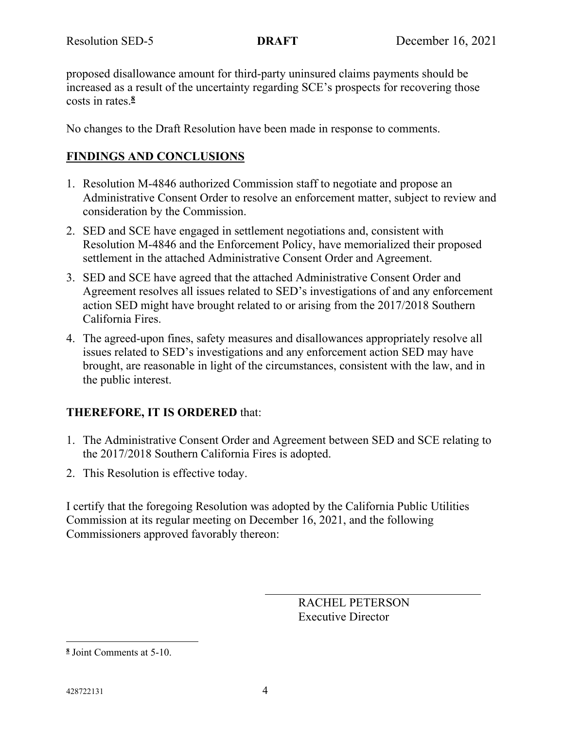proposed disallowance amount for third-party uninsured claims payments should be increased as a result of the uncertainty regarding SCE's prospects for recovering those costs in rates.[8]

No changes to the Draft Resolution have been made in response to comments.

## FINDINGS AND CONCLUSIONS

1. Resolution M-4846 authorized Commission staff to negotiate and propose an Administrative Consent Order to resolve an enforcement matter, subject to review and consideration by the Commission.
2. SED and SCE have engaged in settlement negotiations and, consistent with Resolution M-4846 and the Enforcement Policy, have memorialized their proposed settlement in the attached Administrative Consent Order and Agreement.
3. SED and SCE have agreed that the attached Administrative Consent Order and Agreement resolves all issues related to SED's investigations of and any enforcement action SED might have brought related to or arising from the 2017/2018 Southern California Fires.
4. The agreed-upon fines, safety measures and disallowances appropriately resolve all issues related to SED's investigations and any enforcement action SED may have brought, are reasonable in light of the circumstances, consistent with the law, and in the public interest.

**THEREFORE, IT IS ORDERED** that:

1. The Administrative Consent Order and Agreement between SED and SCE relating to the 2017/2018 Southern California Fires is adopted.
2. This Resolution is effective today.

I certify that the foregoing Resolution was adopted by the California Public Utilities Commission at its regular meeting on December 16, 2021, and the following Commissioners approved favorably thereon:

RACHEL PETERSON
Executive Director

[8] Joint Comments at 5-10.